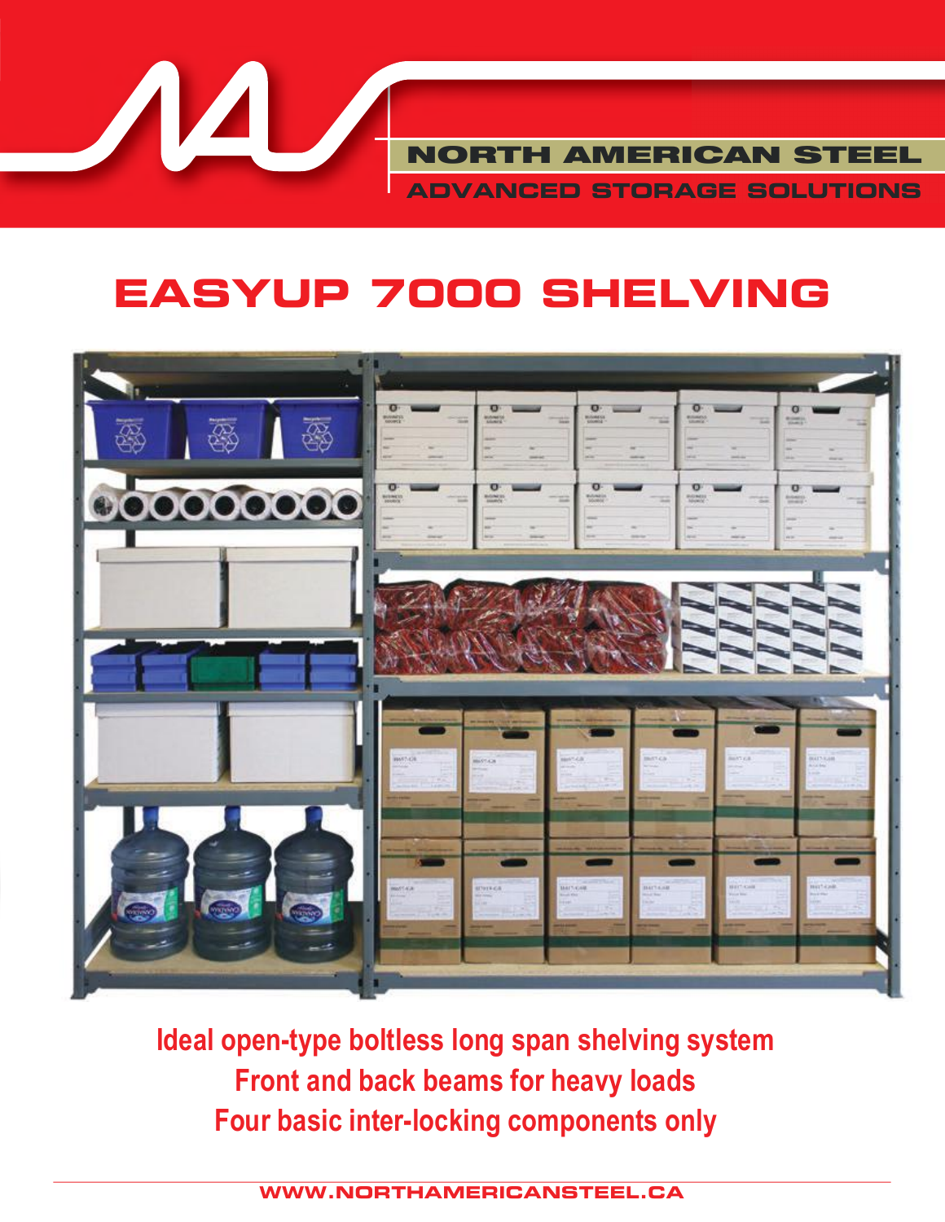NORTH AMERICAN STEEL

ADVANCED STORAGE SOLUTIONS

# EASYUP 7000 SHELVING

**Ideal open-type boltless long span shelving system**

**Front and back beams for heavy loads**

**Four basic inter-locking components only**

WWW.NORTHAMERICANSTEEL.CA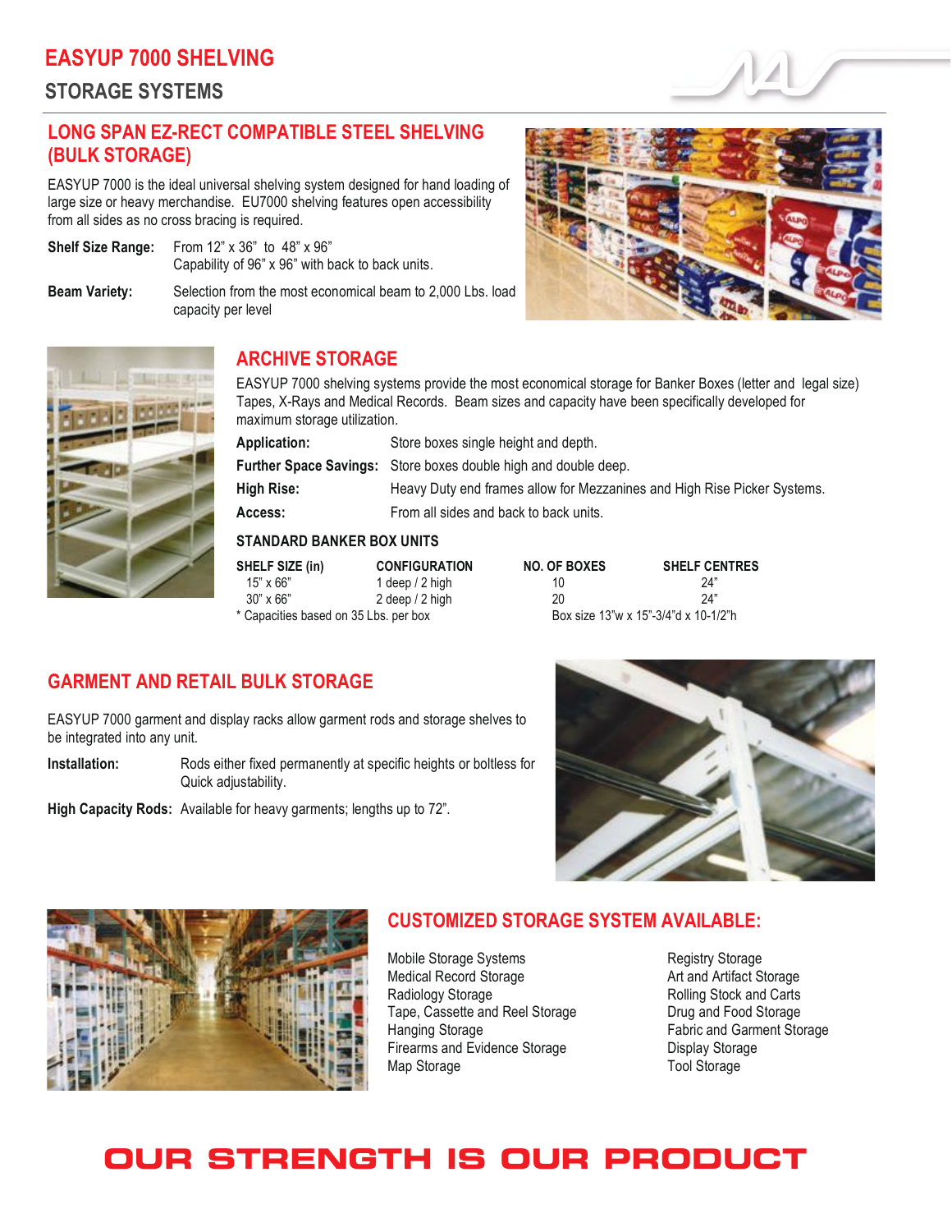# EASYUP 7000 SHELVING

## STORAGE SYSTEMS

### LONG SPAN EZ-RECT COMPATIBLE STEEL SHELVING (BULK STORAGE)

EASYUP 7000 is the ideal universal shelving system designed for hand loading of large size or heavy merchandise. EU7000 shelving features open accessibility from all sides as no cross bracing is required.

**Shelf Size Range:** From 12" x 36" to 48" x 96"
Capability of 96" x 96" with back to back units.

**Beam Variety:** Selection from the most economical beam to 2,000 Lbs. load capacity per level

### ARCHIVE STORAGE

EASYUP 7000 shelving systems provide the most economical storage for Banker Boxes (letter and legal size) Tapes, X-Rays and Medical Records. Beam sizes and capacity have been specifically developed for maximum storage utilization.

**Application:** Store boxes single height and depth.

**Further Space Savings:** Store boxes double high and double deep.

**High Rise:** Heavy Duty end frames allow for Mezzanines and High Rise Picker Systems.

**Access:** From all sides and back to back units.

#### STANDARD BANKER BOX UNITS

| SHELF SIZE (in) | CONFIGURATION | NO. OF BOXES | SHELF CENTRES |
|---|---|---|---|
| 15" x 66" | 1 deep / 2 high | 10 | 24" |
| 30" x 66" | 2 deep / 2 high | 20 | 24" |

\* Capacities based on 35 Lbs. per box

Box size 13"w x 15"-3/4"d x 10-1/2"h

### GARMENT AND RETAIL BULK STORAGE

EASYUP 7000 garment and display racks allow garment rods and storage shelves to be integrated into any unit.

**Installation:** Rods either fixed permanently at specific heights or boltless for Quick adjustability.

**High Capacity Rods:** Available for heavy garments; lengths up to 72".

### CUSTOMIZED STORAGE SYSTEM AVAILABLE:

- Mobile Storage Systems
- Medical Record Storage
- Radiology Storage
- Tape, Cassette and Reel Storage
- Hanging Storage
- Firearms and Evidence Storage
- Map Storage
- Registry Storage
- Art and Artifact Storage
- Rolling Stock and Carts
- Drug and Food Storage
- Fabric and Garment Storage
- Display Storage
- Tool Storage

## OUR STRENGTH IS OUR PRODUCT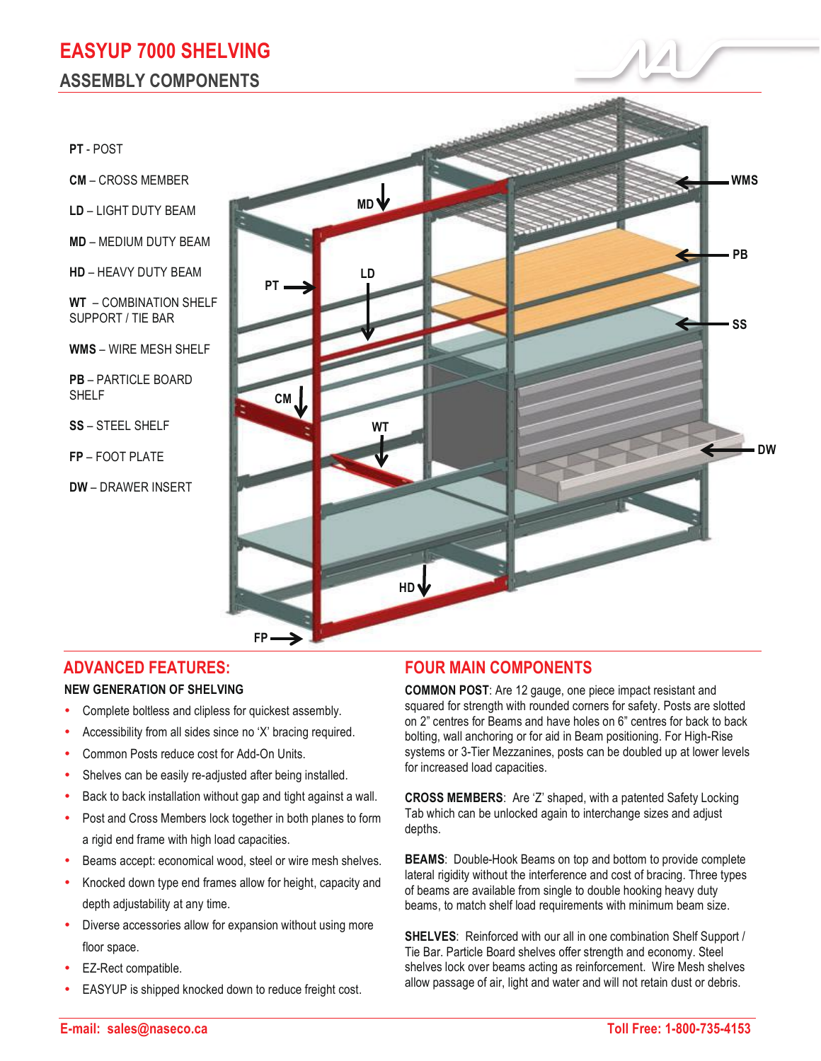# EASYUP 7000 SHELVING

## ASSEMBLY COMPONENTS

**PT** - POST

**CM** – CROSS MEMBER

**LD** – LIGHT DUTY BEAM

**MD** – MEDIUM DUTY BEAM

**HD** – HEAVY DUTY BEAM

**WT** – COMBINATION SHELF SUPPORT / TIE BAR

**WMS** – WIRE MESH SHELF

**PB** – PARTICLE BOARD SHELF

**SS** – STEEL SHELF

**FP** – FOOT PLATE

**DW** – DRAWER INSERT

## ADVANCED FEATURES:

**NEW GENERATION OF SHELVING**

- Complete boltless and clipless for quickest assembly.
- Accessibility from all sides since no 'X' bracing required.
- Common Posts reduce cost for Add-On Units.
- Shelves can be easily re-adjusted after being installed.
- Back to back installation without gap and tight against a wall.
- Post and Cross Members lock together in both planes to form a rigid end frame with high load capacities.
- Beams accept: economical wood, steel or wire mesh shelves.
- Knocked down type end frames allow for height, capacity and depth adjustability at any time.
- Diverse accessories allow for expansion without using more floor space.
- EZ-Rect compatible.
- EASYUP is shipped knocked down to reduce freight cost.

## FOUR MAIN COMPONENTS

**COMMON POST**: Are 12 gauge, one piece impact resistant and squared for strength with rounded corners for safety. Posts are slotted on 2" centres for Beams and have holes on 6" centres for back to back bolting, wall anchoring or for aid in Beam positioning. For High-Rise systems or 3-Tier Mezzanines, posts can be doubled up at lower levels for increased load capacities.

**CROSS MEMBERS**: Are 'Z' shaped, with a patented Safety Locking Tab which can be unlocked again to interchange sizes and adjust depths.

**BEAMS**: Double-Hook Beams on top and bottom to provide complete lateral rigidity without the interference and cost of bracing. Three types of beams are available from single to double hooking heavy duty beams, to match shelf load requirements with minimum beam size.

**SHELVES**: Reinforced with our all in one combination Shelf Support / Tie Bar. Particle Board shelves offer strength and economy. Steel shelves lock over beams acting as reinforcement. Wire Mesh shelves allow passage of air, light and water and will not retain dust or debris.

**E-mail: sales@naseco.ca** **Toll Free: 1-800-735-4153**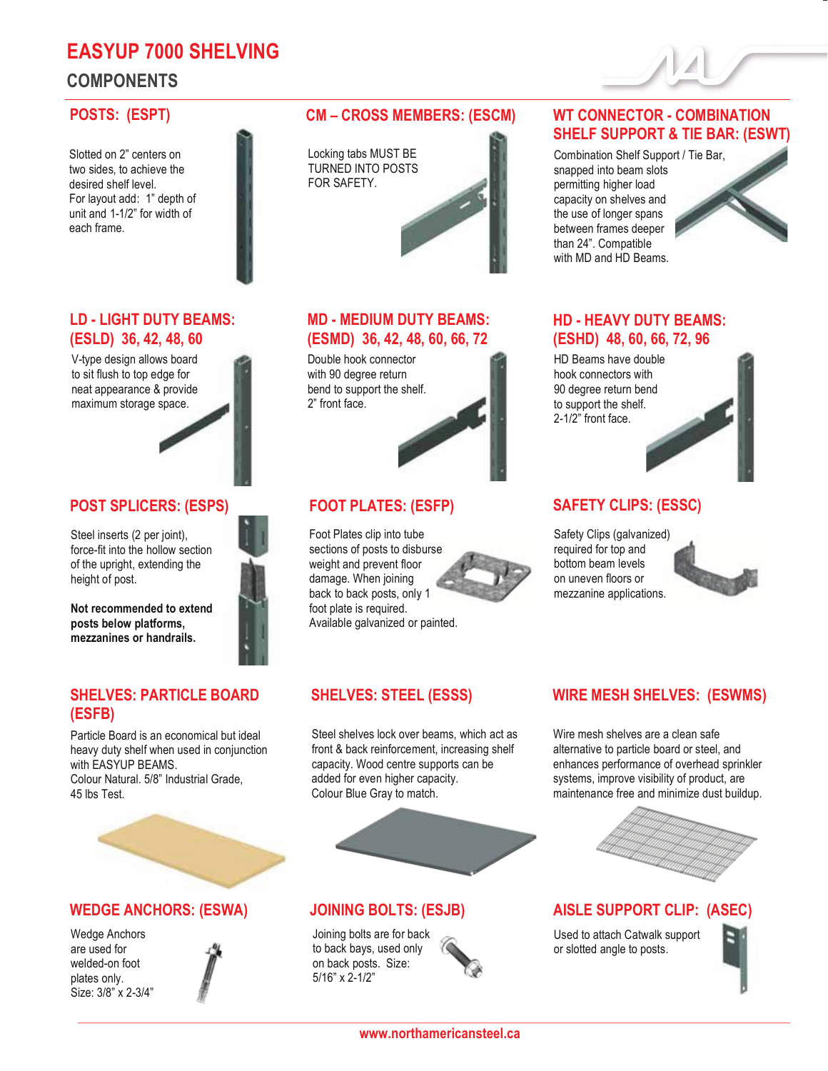# EASYUP 7000 SHELVING

## COMPONENTS

### POSTS: (ESPT)

Slotted on 2" centers on two sides, to achieve the desired shelf level.
For layout add: 1" depth of unit and 1-1/2" for width of each frame.

### CM – CROSS MEMBERS: (ESCM)

Locking tabs MUST BE TURNED INTO POSTS FOR SAFETY.

### WT CONNECTOR - COMBINATION SHELF SUPPORT & TIE BAR: (ESWT)

Combination Shelf Support / Tie Bar, snapped into beam slots permitting higher load capacity on shelves and the use of longer spans between frames deeper than 24". Compatible with MD and HD Beams.

### LD - LIGHT DUTY BEAMS: (ESLD) 36, 42, 48, 60

V-type design allows board to sit flush to top edge for neat appearance & provide maximum storage space.

### MD - MEDIUM DUTY BEAMS: (ESMD) 36, 42, 48, 60, 66, 72

Double hook connector with 90 degree return bend to support the shelf.
2" front face.

### HD - HEAVY DUTY BEAMS: (ESHD) 48, 60, 66, 72, 96

HD Beams have double hook connectors with 90 degree return bend to support the shelf.
2-1/2" front face.

### POST SPLICERS: (ESPS)

Steel inserts (2 per joint), force-fit into the hollow section of the upright, extending the height of post.

**Not recommended to extend posts below platforms, mezzanines or handrails.**

### FOOT PLATES: (ESFP)

Foot Plates clip into tube sections of posts to disburse weight and prevent floor damage. When joining back to back posts, only 1 foot plate is required.
Available galvanized or painted.

### SAFETY CLIPS: (ESSC)

Safety Clips (galvanized) required for top and bottom beam levels on uneven floors or mezzanine applications.

### SHELVES: PARTICLE BOARD (ESFB)

Particle Board is an economical but ideal heavy duty shelf when used in conjunction with EASYUP BEAMS.
Colour Natural. 5/8" Industrial Grade, 45 lbs Test.

### SHELVES: STEEL (ESSS)

Steel shelves lock over beams, which act as front & back reinforcement, increasing shelf capacity. Wood centre supports can be added for even higher capacity.
Colour Blue Gray to match.

### WIRE MESH SHELVES: (ESWMS)

Wire mesh shelves are a clean safe alternative to particle board or steel, and enhances performance of overhead sprinkler systems, improve visibility of product, are maintenance free and minimize dust buildup.

### WEDGE ANCHORS: (ESWA)

Wedge Anchors are used for welded-on foot plates only.
Size: 3/8" x 2-3/4"

### JOINING BOLTS: (ESJB)

Joining bolts are for back to back bays, used only on back posts. Size: 5/16" x 2-1/2"

### AISLE SUPPORT CLIP: (ASEC)

Used to attach Catwalk support or slotted angle to posts.

www.northamericansteel.ca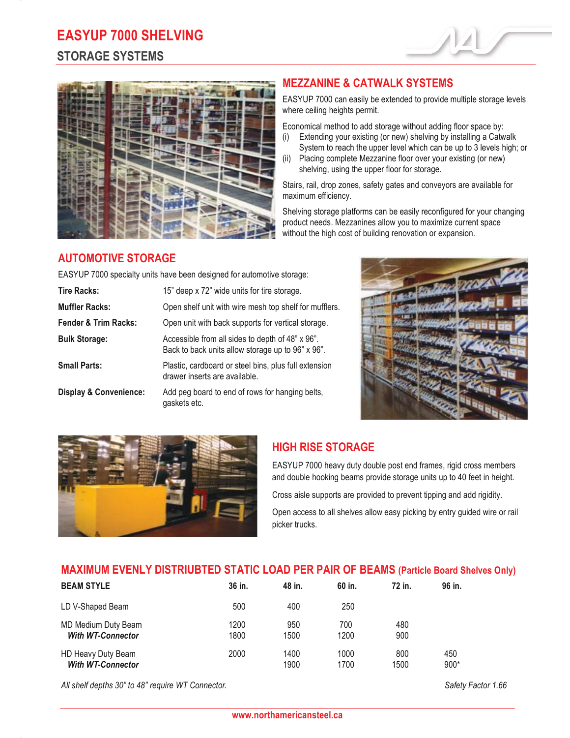# EASYUP 7000 SHELVING

## STORAGE SYSTEMS

## MEZZANINE & CATWALK SYSTEMS

EASYUP 7000 can easily be extended to provide multiple storage levels where ceiling heights permit.

Economical method to add storage without adding floor space by:

(i) Extending your existing (or new) shelving by installing a Catwalk System to reach the upper level which can be up to 3 levels high; or

(ii) Placing complete Mezzanine floor over your existing (or new) shelving, using the upper floor for storage.

Stairs, rail, drop zones, safety gates and conveyors are available for maximum efficiency.

Shelving storage platforms can be easily reconfigured for your changing product needs. Mezzanines allow you to maximize current space without the high cost of building renovation or expansion.

## AUTOMOTIVE STORAGE

EASYUP 7000 specialty units have been designed for automotive storage:

| | |
|---|---|
| **Tire Racks:** | 15" deep x 72" wide units for tire storage. |
| **Muffler Racks:** | Open shelf unit with wire mesh top shelf for mufflers. |
| **Fender & Trim Racks:** | Open unit with back supports for vertical storage. |
| **Bulk Storage:** | Accessible from all sides to depth of 48" x 96". Back to back units allow storage up to 96" x 96". |
| **Small Parts:** | Plastic, cardboard or steel bins, plus full extension drawer inserts are available. |
| **Display & Convenience:** | Add peg board to end of rows for hanging belts, gaskets etc. |

## HIGH RISE STORAGE

EASYUP 7000 heavy duty double post end frames, rigid cross members and double hooking beams provide storage units up to 40 feet in height.

Cross aisle supports are provided to prevent tipping and add rigidity.

Open access to all shelves allow easy picking by entry guided wire or rail picker trucks.

## MAXIMUM EVENLY DISTRIUBTED STATIC LOAD PER PAIR OF BEAMS (Particle Board Shelves Only)

| BEAM STYLE | 36 in. | 48 in. | 60 in. | 72 in. | 96 in. |
|---|---|---|---|---|---|
| LD V-Shaped Beam | 500 | 400 | 250 | | |
| MD Medium Duty Beam | 1200 | 950 | 700 | 480 | |
| ***With WT-Connector*** | 1800 | 1500 | 1200 | 900 | |
| HD Heavy Duty Beam | 2000 | 1400 | 1000 | 800 | 450 |
| ***With WT-Connector*** | | 1900 | 1700 | 1500 | 900* |

*All shelf depths 30" to 48" require WT Connector.*

*Safety Factor 1.66*

www.northamericansteel.ca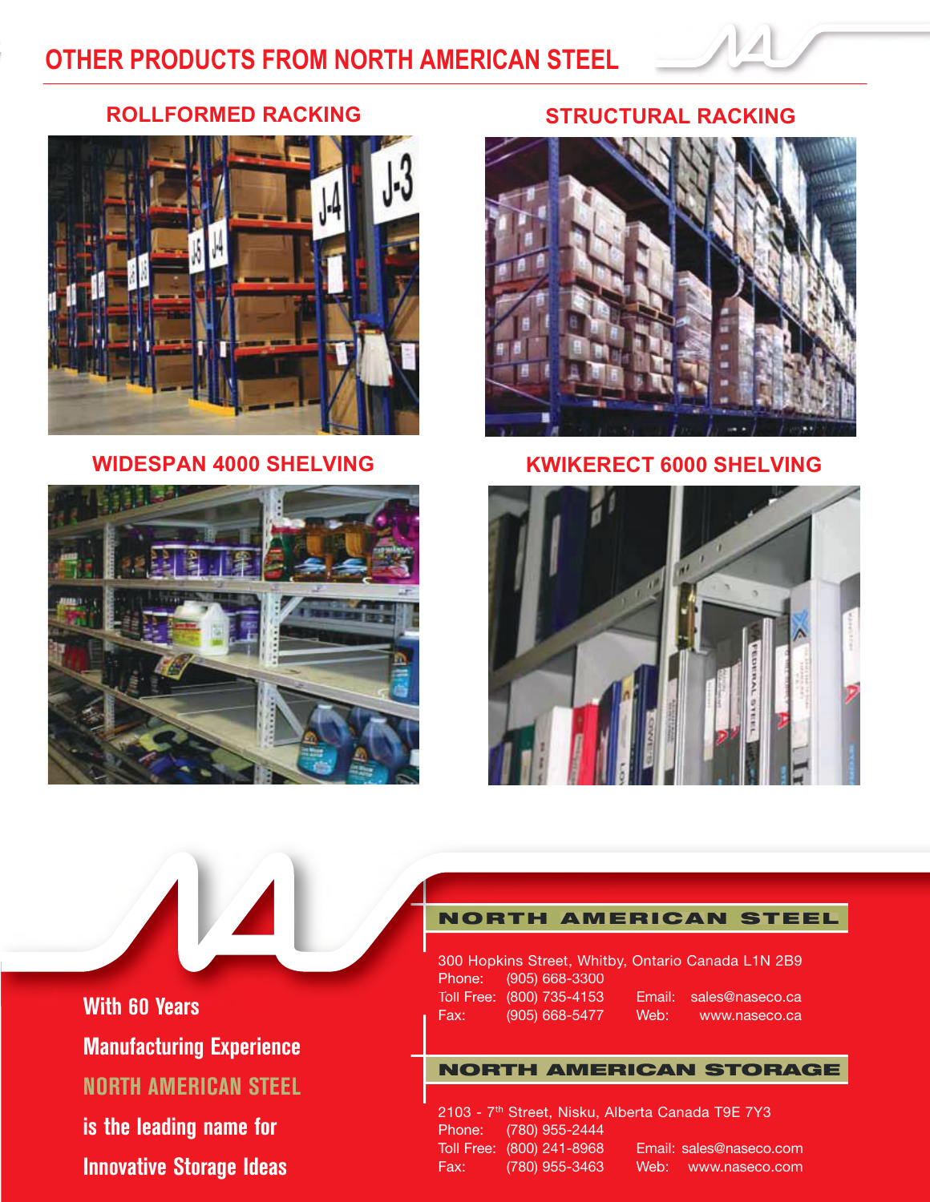# OTHER PRODUCTS FROM NORTH AMERICAN STEEL

## ROLLFORMED RACKING

## STRUCTURAL RACKING

## WIDESPAN 4000 SHELVING

## KWIKERECT 6000 SHELVING

With 60 Years

Manufacturing Experience

NORTH AMERICAN STEEL

is the leading name for

Innovative Storage Ideas

## NORTH AMERICAN STEEL

300 Hopkins Street, Whitby, Ontario Canada L1N 2B9
Phone: (905) 668-3300
Toll Free: (800) 735-4153 Email: sales@naseco.ca
Fax: (905) 668-5477 Web: www.naseco.ca

## NORTH AMERICAN STORAGE

2103 - 7th Street, Nisku, Alberta Canada T9E 7Y3
Phone: (780) 955-2444
Toll Free: (800) 241-8968 Email: sales@naseco.com
Fax: (780) 955-3463 Web: www.naseco.com